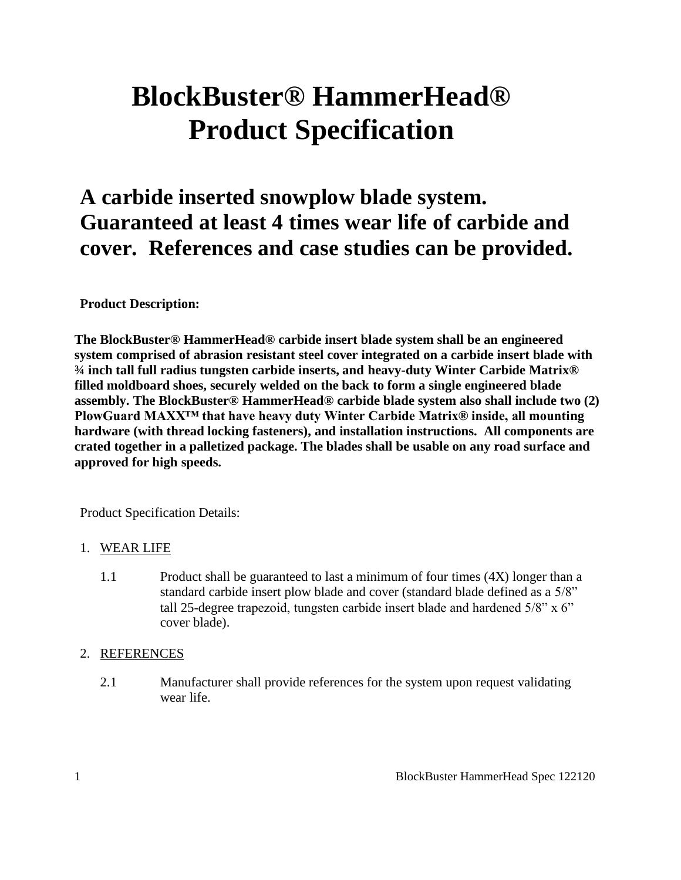# BlockBuster® HammerHead® Product Specification

## A carbide inserted snowplow blade system. Guaranteed at least 4 times wear life of carbide and cover. References and case studies can be provided.

**Product Description:**

**The BlockBuster® HammerHead® carbide insert blade system shall be an engineered system comprised of abrasion resistant steel cover integrated on a carbide insert blade with ¾ inch tall full radius tungsten carbide inserts, and heavy-duty Winter Carbide Matrix® filled moldboard shoes, securely welded on the back to form a single engineered blade assembly. The BlockBuster® HammerHead® carbide blade system also shall include two (2) PlowGuard MAXX™ that have heavy duty Winter Carbide Matrix® inside, all mounting hardware (with thread locking fasteners), and installation instructions. All components are crated together in a palletized package. The blades shall be usable on any road surface and approved for high speeds.**

Product Specification Details:

1. <u>WEAR LIFE</u>

   1.1 Product shall be guaranteed to last a minimum of four times (4X) longer than a standard carbide insert plow blade and cover (standard blade defined as a 5/8" tall 25-degree trapezoid, tungsten carbide insert blade and hardened 5/8" x 6" cover blade).

2. <u>REFERENCES</u>

   2.1 Manufacturer shall provide references for the system upon request validating wear life.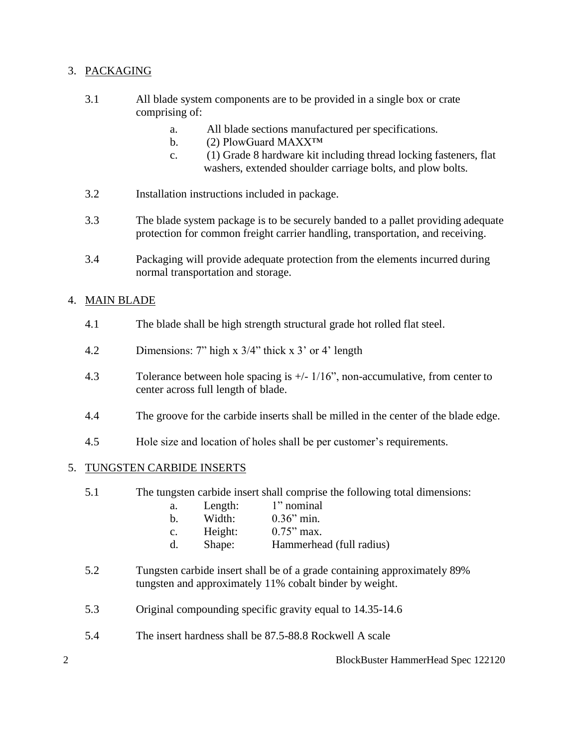## 3. PACKAGING

3.1 All blade system components are to be provided in a single box or crate comprising of:

  a. All blade sections manufactured per specifications.
  b. (2) PlowGuard MAXX™
  c. (1) Grade 8 hardware kit including thread locking fasteners, flat washers, extended shoulder carriage bolts, and plow bolts.

3.2 Installation instructions included in package.

3.3 The blade system package is to be securely banded to a pallet providing adequate protection for common freight carrier handling, transportation, and receiving.

3.4 Packaging will provide adequate protection from the elements incurred during normal transportation and storage.

## 4. MAIN BLADE

4.1 The blade shall be high strength structural grade hot rolled flat steel.

4.2 Dimensions: 7" high x 3/4" thick x 3' or 4' length

4.3 Tolerance between hole spacing is +/- 1/16", non-accumulative, from center to center across full length of blade.

4.4 The groove for the carbide inserts shall be milled in the center of the blade edge.

4.5 Hole size and location of holes shall be per customer's requirements.

## 5. TUNGSTEN CARBIDE INSERTS

5.1 The tungsten carbide insert shall comprise the following total dimensions:

  a. Length: 1" nominal
  b. Width: 0.36" min.
  c. Height: 0.75" max.
  d. Shape: Hammerhead (full radius)

5.2 Tungsten carbide insert shall be of a grade containing approximately 89% tungsten and approximately 11% cobalt binder by weight.

5.3 Original compounding specific gravity equal to 14.35-14.6

5.4 The insert hardness shall be 87.5-88.8 Rockwell A scale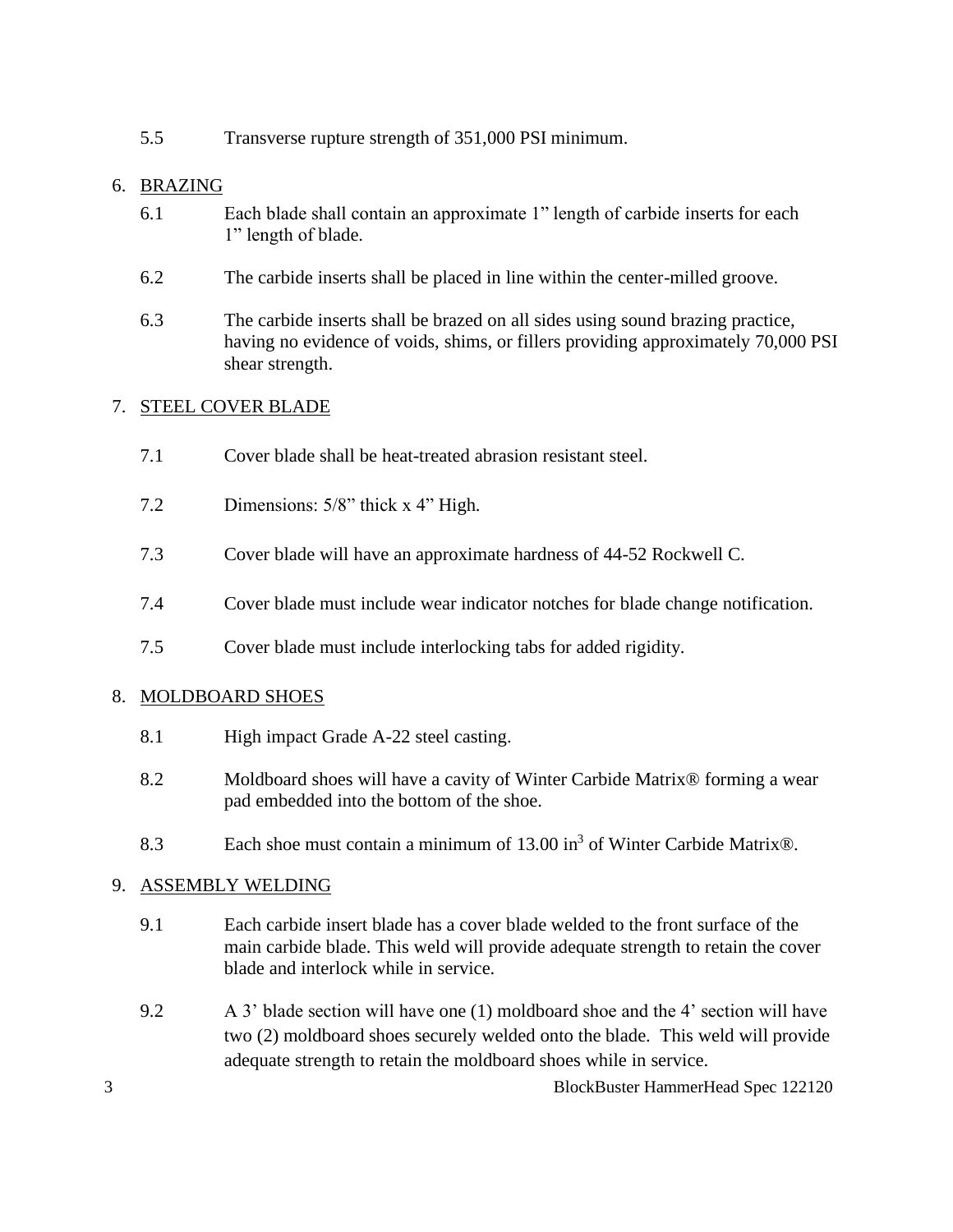5.5 Transverse rupture strength of 351,000 PSI minimum.

6. <u>BRAZING</u>

   6.1 Each blade shall contain an approximate 1" length of carbide inserts for each 1" length of blade.

   6.2 The carbide inserts shall be placed in line within the center-milled groove.

   6.3 The carbide inserts shall be brazed on all sides using sound brazing practice, having no evidence of voids, shims, or fillers providing approximately 70,000 PSI shear strength.

7. <u>STEEL COVER BLADE</u>

   7.1 Cover blade shall be heat-treated abrasion resistant steel.

   7.2 Dimensions: 5/8" thick x 4" High.

   7.3 Cover blade will have an approximate hardness of 44-52 Rockwell C.

   7.4 Cover blade must include wear indicator notches for blade change notification.

   7.5 Cover blade must include interlocking tabs for added rigidity.

8. <u>MOLDBOARD SHOES</u>

   8.1 High impact Grade A-22 steel casting.

   8.2 Moldboard shoes will have a cavity of Winter Carbide Matrix® forming a wear pad embedded into the bottom of the shoe.

   8.3 Each shoe must contain a minimum of 13.00 $in^3$ of Winter Carbide Matrix®.

9. <u>ASSEMBLY WELDING</u>

   9.1 Each carbide insert blade has a cover blade welded to the front surface of the main carbide blade. This weld will provide adequate strength to retain the cover blade and interlock while in service.

   9.2 A 3' blade section will have one (1) moldboard shoe and the 4' section will have two (2) moldboard shoes securely welded onto the blade. This weld will provide adequate strength to retain the moldboard shoes while in service.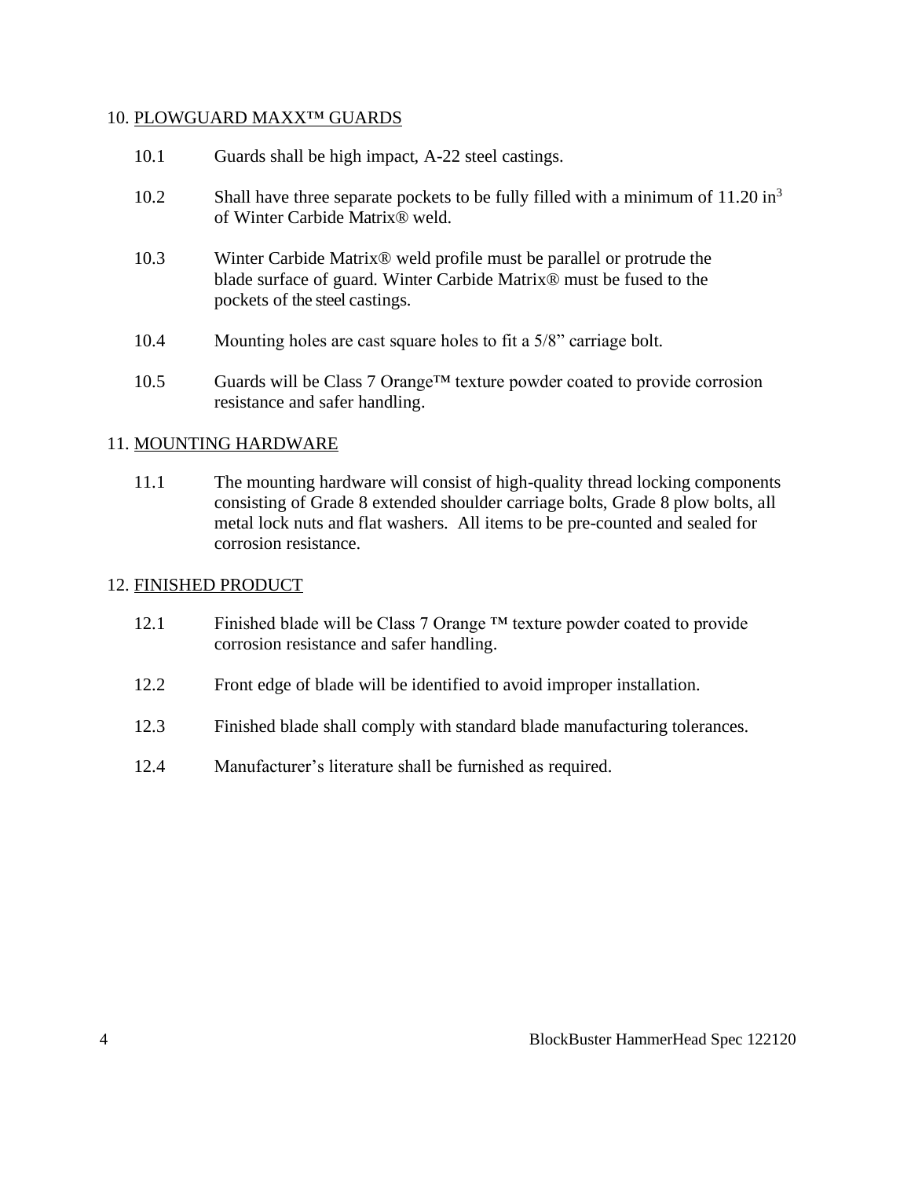## 10. PLOWGUARD MAXX™ GUARDS

10.1 Guards shall be high impact, A-22 steel castings.

10.2 Shall have three separate pockets to be fully filled with a minimum of 11.20 $in^3$ of Winter Carbide Matrix® weld.

10.3 Winter Carbide Matrix® weld profile must be parallel or protrude the blade surface of guard. Winter Carbide Matrix® must be fused to the pockets of the steel castings.

10.4 Mounting holes are cast square holes to fit a 5/8" carriage bolt.

10.5 Guards will be Class 7 Orange™ texture powder coated to provide corrosion resistance and safer handling.

## 11. MOUNTING HARDWARE

11.1 The mounting hardware will consist of high-quality thread locking components consisting of Grade 8 extended shoulder carriage bolts, Grade 8 plow bolts, all metal lock nuts and flat washers. All items to be pre-counted and sealed for corrosion resistance.

## 12. FINISHED PRODUCT

12.1 Finished blade will be Class 7 Orange ™ texture powder coated to provide corrosion resistance and safer handling.

12.2 Front edge of blade will be identified to avoid improper installation.

12.3 Finished blade shall comply with standard blade manufacturing tolerances.

12.4 Manufacturer's literature shall be furnished as required.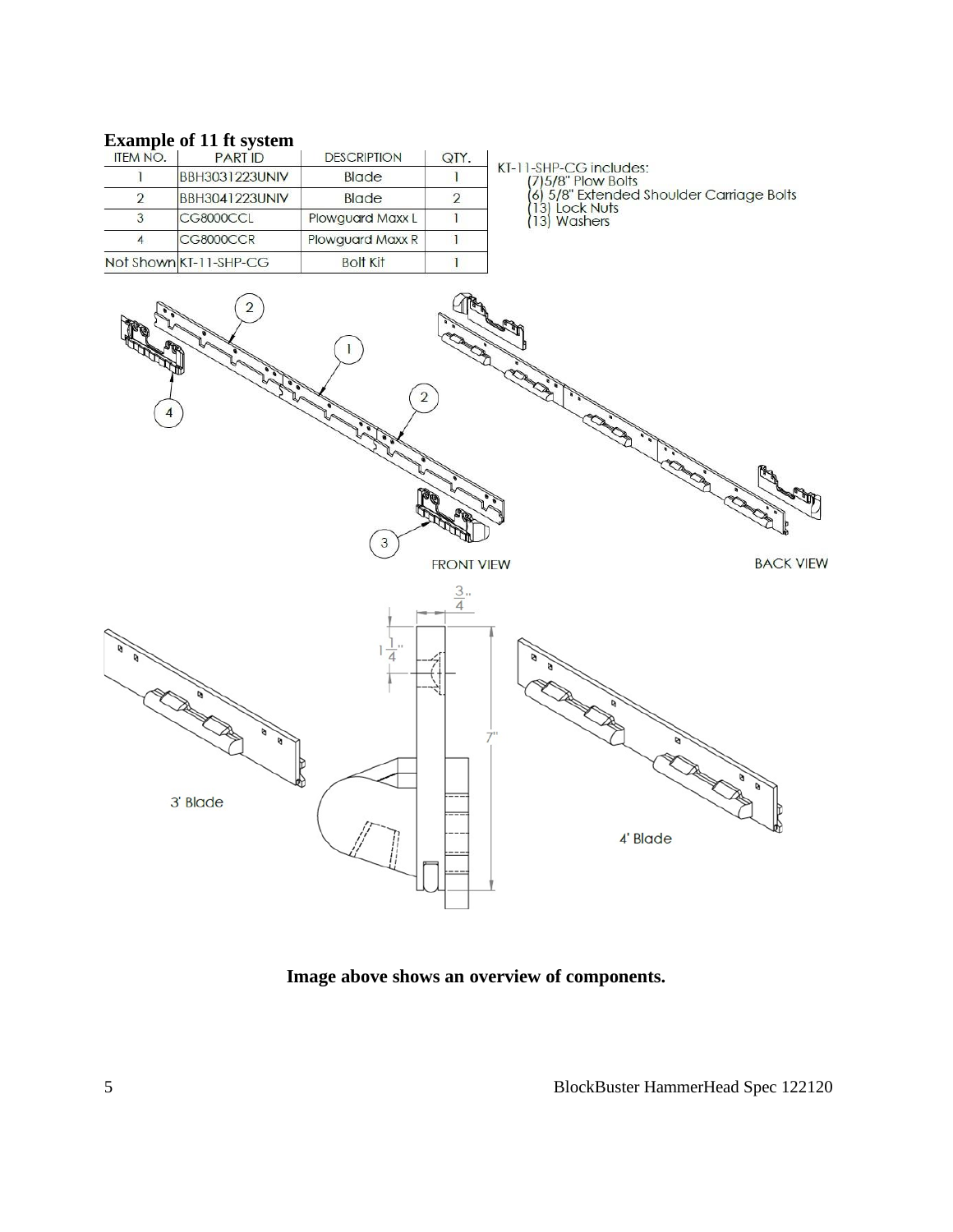**Example of 11 ft system**

| ITEM NO. | PART ID | DESCRIPTION | QTY. |
|---|---|---|---|
| 1 | BBH3031223UNIV | Blade | 1 |
| 2 | BBH3041223UNIV | Blade | 2 |
| 3 | CG8000CCL | Plowguard Maxx L | 1 |
| 4 | CG8000CCR | Plowguard Maxx R | 1 |
| Not Shown | KT-11-SHP-CG | Bolt Kit | 1 |

KT-11-SHP-CG includes:
(7)5/8" Plow Bolts
(6) 5/8" Extended Shoulder Carriage Bolts
(13) Lock Nuts
(13) Washers

2

1

2

4

3

FRONT VIEW

BACK VIEW

3"
4

1 1"
4

7"

3' Blade

4' Blade

**Image above shows an overview of components.**